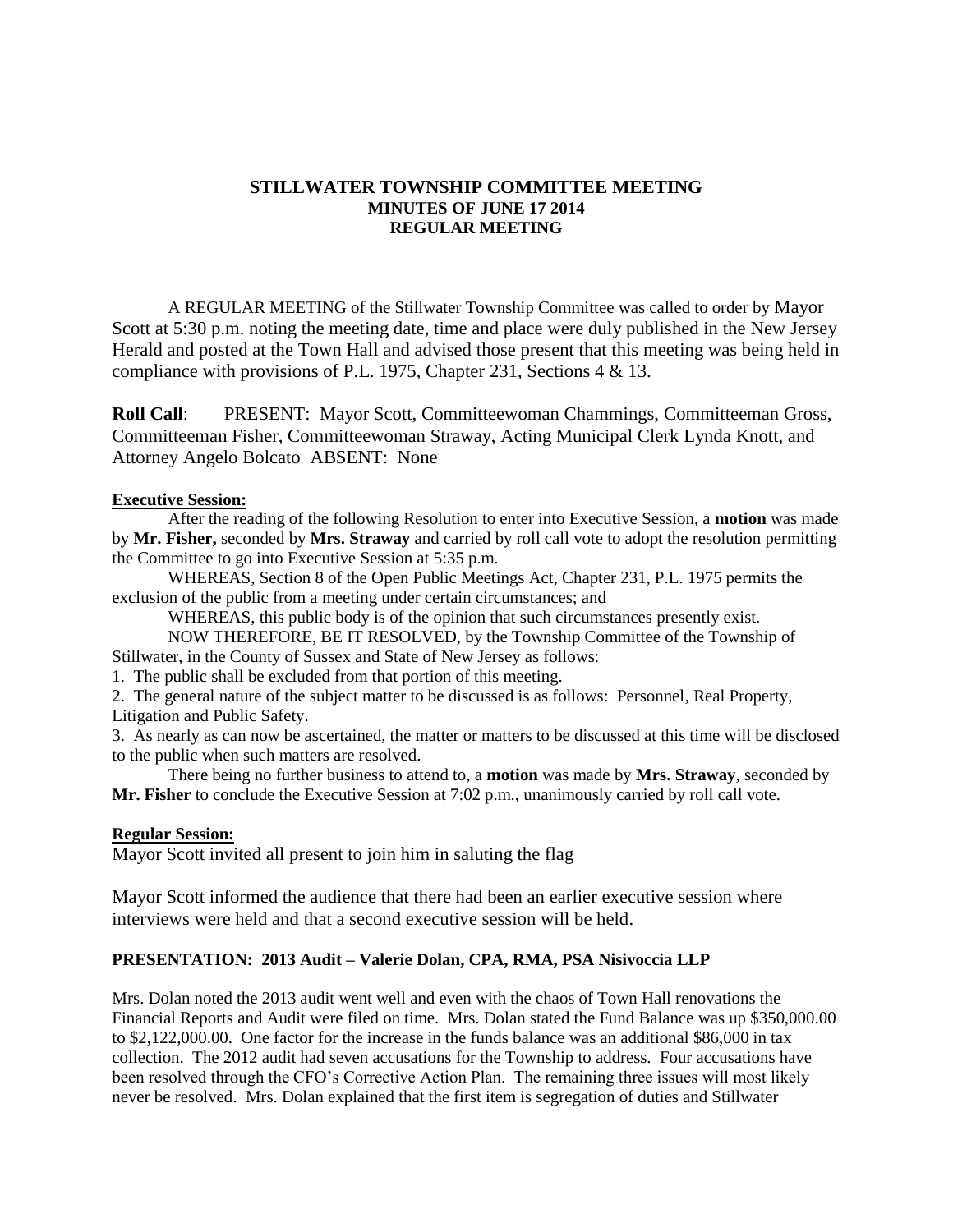# STILLWATER TOWNSHIP COMMITTEE MEETING
## MINUTES OF JUNE 17 2014
## REGULAR MEETING

A REGULAR MEETING of the Stillwater Township Committee was called to order by Mayor Scott at 5:30 p.m. noting the meeting date, time and place were duly published in the New Jersey Herald and posted at the Town Hall and advised those present that this meeting was being held in compliance with provisions of P.L. 1975, Chapter 231, Sections 4 & 13.

**Roll Call**: PRESENT: Mayor Scott, Committeewoman Chammings, Committeeman Gross, Committeeman Fisher, Committeewoman Straway, Acting Municipal Clerk Lynda Knott, and Attorney Angelo Bolcato ABSENT: None

**Executive Session:**

After the reading of the following Resolution to enter into Executive Session, a **motion** was made by **Mr. Fisher,** seconded by **Mrs. Straway** and carried by roll call vote to adopt the resolution permitting the Committee to go into Executive Session at 5:35 p.m.

WHEREAS, Section 8 of the Open Public Meetings Act, Chapter 231, P.L. 1975 permits the exclusion of the public from a meeting under certain circumstances; and

WHEREAS, this public body is of the opinion that such circumstances presently exist.

NOW THEREFORE, BE IT RESOLVED, by the Township Committee of the Township of Stillwater, in the County of Sussex and State of New Jersey as follows:

1. The public shall be excluded from that portion of this meeting.
2. The general nature of the subject matter to be discussed is as follows: Personnel, Real Property, Litigation and Public Safety.
3. As nearly as can now be ascertained, the matter or matters to be discussed at this time will be disclosed to the public when such matters are resolved.

There being no further business to attend to, a **motion** was made by **Mrs. Straway**, seconded by **Mr. Fisher** to conclude the Executive Session at 7:02 p.m., unanimously carried by roll call vote.

**Regular Session:**

Mayor Scott invited all present to join him in saluting the flag

Mayor Scott informed the audience that there had been an earlier executive session where interviews were held and that a second executive session will be held.

**PRESENTATION: 2013 Audit – Valerie Dolan, CPA, RMA, PSA Nisivoccia LLP**

Mrs. Dolan noted the 2013 audit went well and even with the chaos of Town Hall renovations the Financial Reports and Audit were filed on time. Mrs. Dolan stated the Fund Balance was up $350,000.00 to $2,122,000.00. One factor for the increase in the funds balance was an additional $86,000 in tax collection. The 2012 audit had seven accusations for the Township to address. Four accusations have been resolved through the CFO's Corrective Action Plan. The remaining three issues will most likely never be resolved. Mrs. Dolan explained that the first item is segregation of duties and Stillwater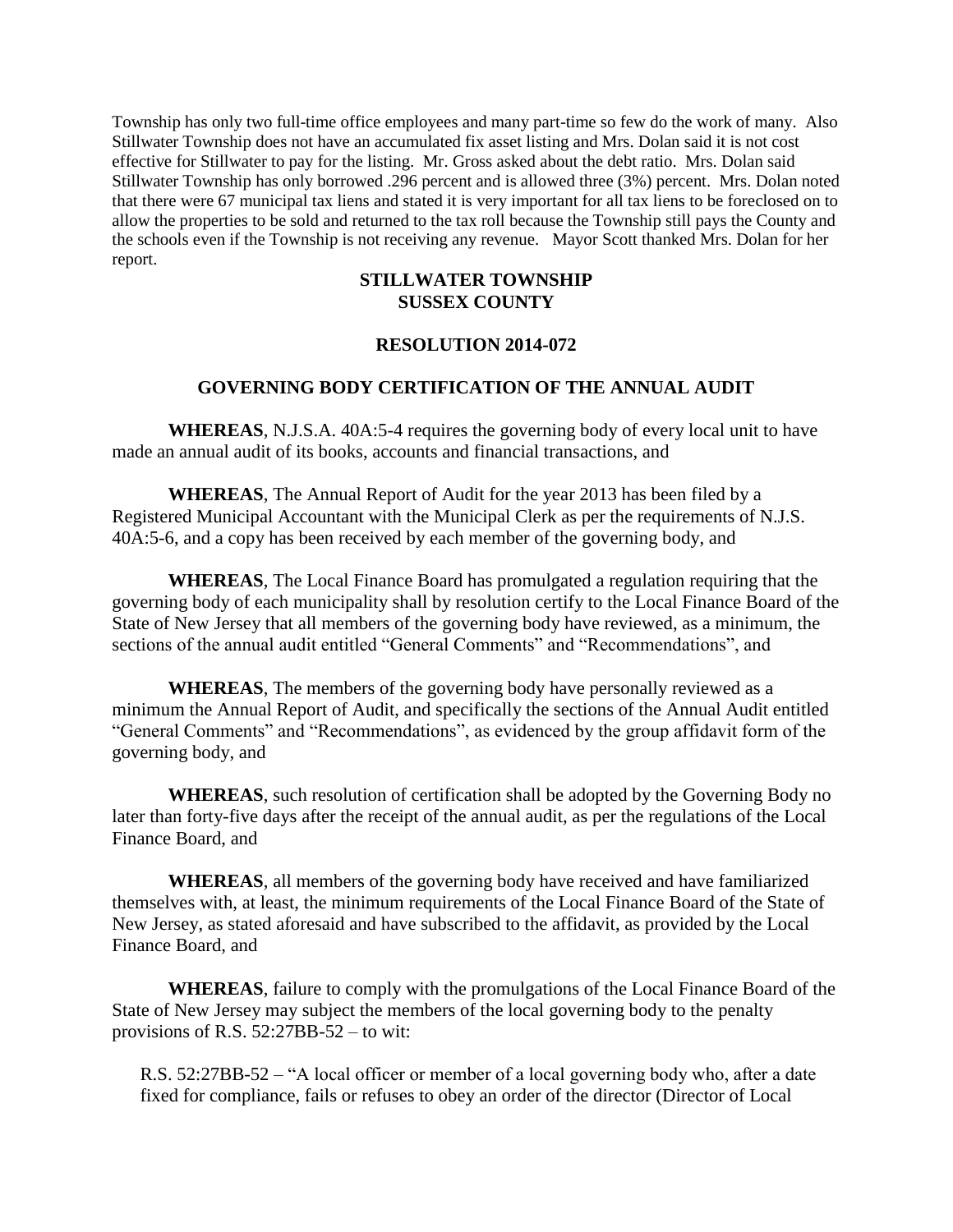Township has only two full-time office employees and many part-time so few do the work of many. Also Stillwater Township does not have an accumulated fix asset listing and Mrs. Dolan said it is not cost effective for Stillwater to pay for the listing. Mr. Gross asked about the debt ratio. Mrs. Dolan said Stillwater Township has only borrowed .296 percent and is allowed three (3%) percent. Mrs. Dolan noted that there were 67 municipal tax liens and stated it is very important for all tax liens to be foreclosed on to allow the properties to be sold and returned to the tax roll because the Township still pays the County and the schools even if the Township is not receiving any revenue. Mayor Scott thanked Mrs. Dolan for her report.

**STILLWATER TOWNSHIP**
**SUSSEX COUNTY**

**RESOLUTION 2014-072**

**GOVERNING BODY CERTIFICATION OF THE ANNUAL AUDIT**

**WHEREAS**, N.J.S.A. 40A:5-4 requires the governing body of every local unit to have made an annual audit of its books, accounts and financial transactions, and

**WHEREAS**, The Annual Report of Audit for the year 2013 has been filed by a Registered Municipal Accountant with the Municipal Clerk as per the requirements of N.J.S. 40A:5-6, and a copy has been received by each member of the governing body, and

**WHEREAS**, The Local Finance Board has promulgated a regulation requiring that the governing body of each municipality shall by resolution certify to the Local Finance Board of the State of New Jersey that all members of the governing body have reviewed, as a minimum, the sections of the annual audit entitled "General Comments" and "Recommendations", and

**WHEREAS**, The members of the governing body have personally reviewed as a minimum the Annual Report of Audit, and specifically the sections of the Annual Audit entitled "General Comments" and "Recommendations", as evidenced by the group affidavit form of the governing body, and

**WHEREAS**, such resolution of certification shall be adopted by the Governing Body no later than forty-five days after the receipt of the annual audit, as per the regulations of the Local Finance Board, and

**WHEREAS**, all members of the governing body have received and have familiarized themselves with, at least, the minimum requirements of the Local Finance Board of the State of New Jersey, as stated aforesaid and have subscribed to the affidavit, as provided by the Local Finance Board, and

**WHEREAS**, failure to comply with the promulgations of the Local Finance Board of the State of New Jersey may subject the members of the local governing body to the penalty provisions of R.S. 52:27BB-52 – to wit:

R.S. 52:27BB-52 – "A local officer or member of a local governing body who, after a date fixed for compliance, fails or refuses to obey an order of the director (Director of Local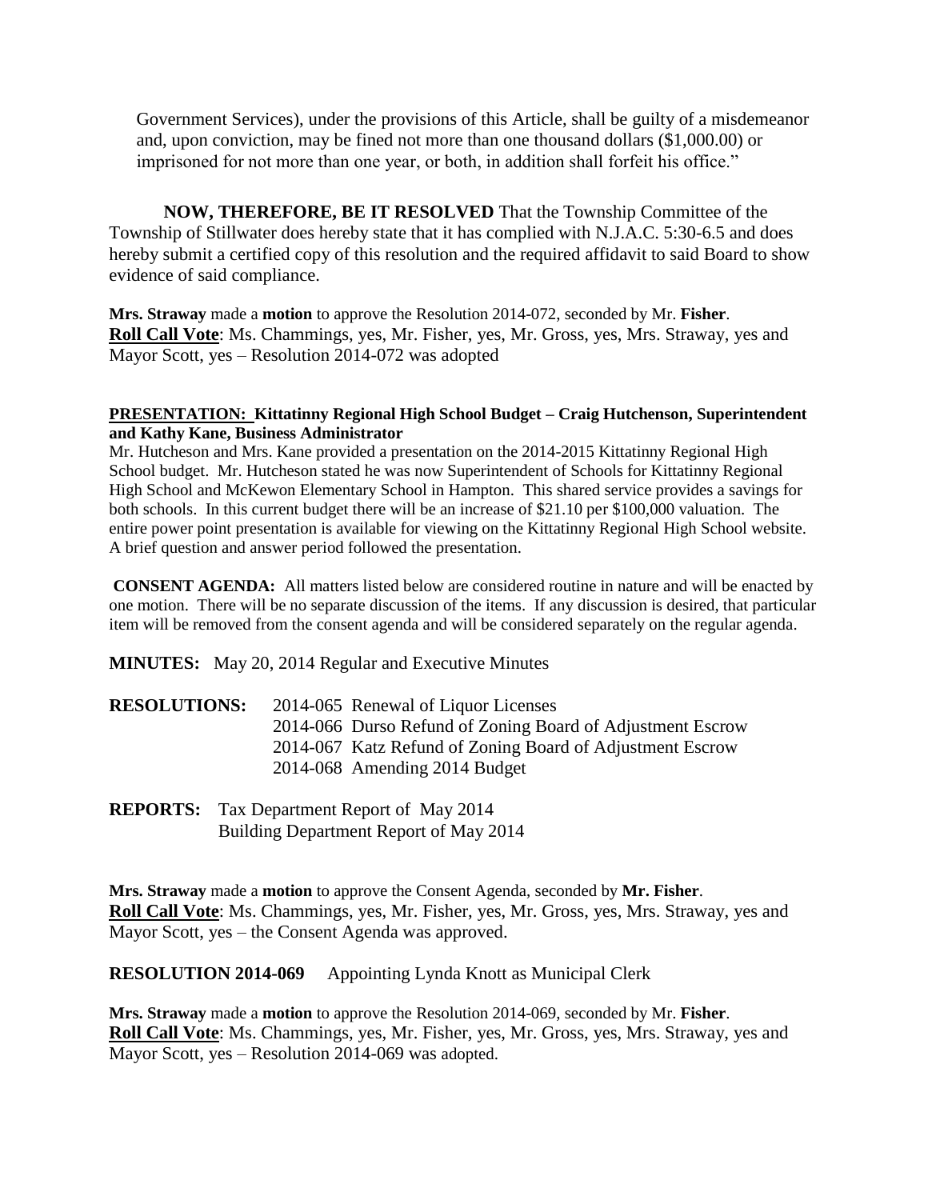Government Services), under the provisions of this Article, shall be guilty of a misdemeanor and, upon conviction, may be fined not more than one thousand dollars ($1,000.00) or imprisoned for not more than one year, or both, in addition shall forfeit his office."

**NOW, THEREFORE, BE IT RESOLVED** That the Township Committee of the Township of Stillwater does hereby state that it has complied with N.J.A.C. 5:30-6.5 and does hereby submit a certified copy of this resolution and the required affidavit to said Board to show evidence of said compliance.

**Mrs. Straway** made a **motion** to approve the Resolution 2014-072, seconded by Mr. **Fisher**.
**Roll Call Vote**: Ms. Chammings, yes, Mr. Fisher, yes, Mr. Gross, yes, Mrs. Straway, yes and Mayor Scott, yes – Resolution 2014-072 was adopted

**PRESENTATION: Kittatinny Regional High School Budget – Craig Hutchenson, Superintendent and Kathy Kane, Business Administrator**

Mr. Hutcheson and Mrs. Kane provided a presentation on the 2014-2015 Kittatinny Regional High School budget. Mr. Hutcheson stated he was now Superintendent of Schools for Kittatinny Regional High School and McKewon Elementary School in Hampton. This shared service provides a savings for both schools. In this current budget there will be an increase of $21.10 per $100,000 valuation. The entire power point presentation is available for viewing on the Kittatinny Regional High School website. A brief question and answer period followed the presentation.

**CONSENT AGENDA:** All matters listed below are considered routine in nature and will be enacted by one motion. There will be no separate discussion of the items. If any discussion is desired, that particular item will be removed from the consent agenda and will be considered separately on the regular agenda.

**MINUTES:** May 20, 2014 Regular and Executive Minutes

**RESOLUTIONS:**
- 2014-065 Renewal of Liquor Licenses
- 2014-066 Durso Refund of Zoning Board of Adjustment Escrow
- 2014-067 Katz Refund of Zoning Board of Adjustment Escrow
- 2014-068 Amending 2014 Budget

**REPORTS:**
- Tax Department Report of May 2014
- Building Department Report of May 2014

**Mrs. Straway** made a **motion** to approve the Consent Agenda, seconded by **Mr. Fisher**.
**Roll Call Vote**: Ms. Chammings, yes, Mr. Fisher, yes, Mr. Gross, yes, Mrs. Straway, yes and Mayor Scott, yes – the Consent Agenda was approved.

**RESOLUTION 2014-069** Appointing Lynda Knott as Municipal Clerk

**Mrs. Straway** made a **motion** to approve the Resolution 2014-069, seconded by Mr. **Fisher**.
**Roll Call Vote**: Ms. Chammings, yes, Mr. Fisher, yes, Mr. Gross, yes, Mrs. Straway, yes and Mayor Scott, yes – Resolution 2014-069 was adopted.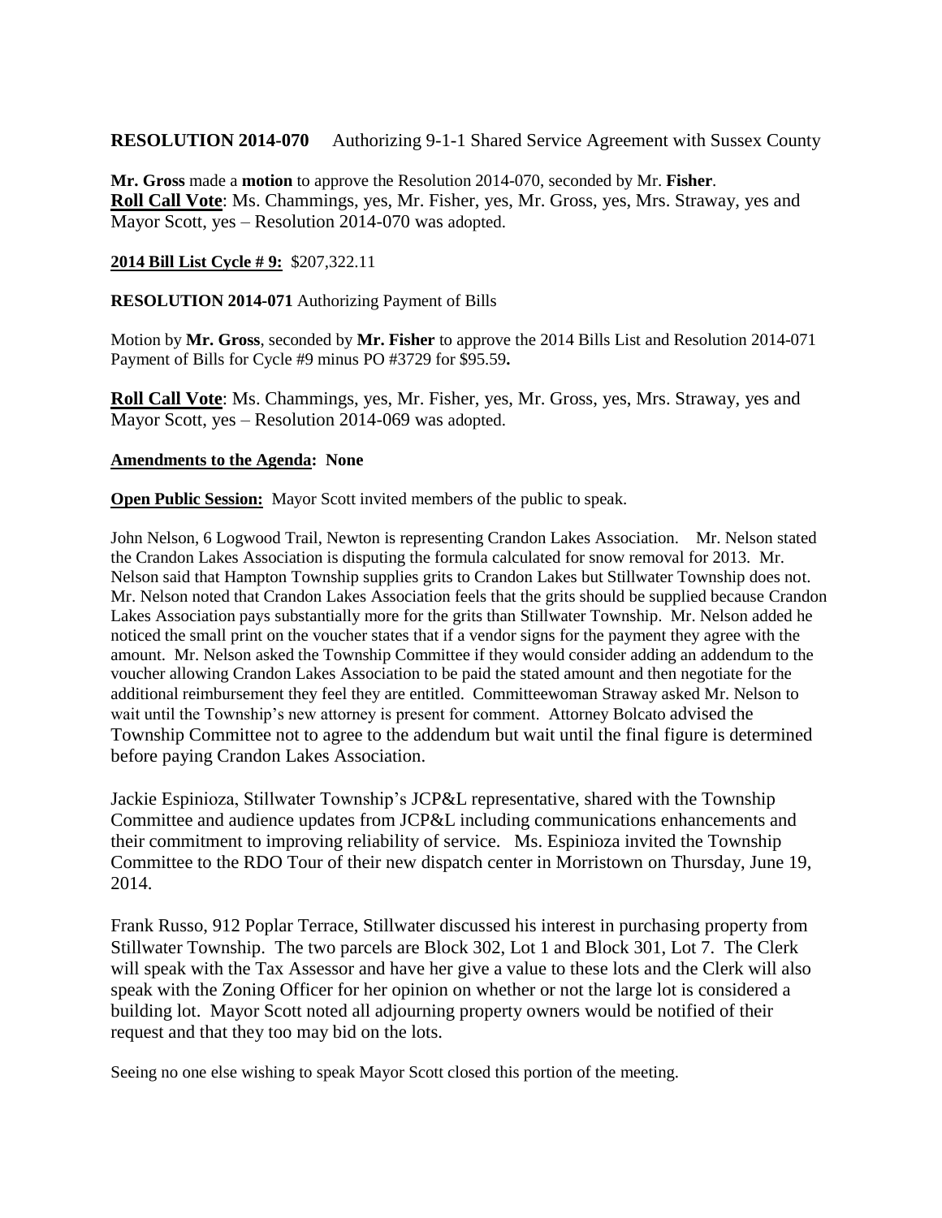**RESOLUTION 2014-070** Authorizing 9-1-1 Shared Service Agreement with Sussex County

**Mr. Gross** made a **motion** to approve the Resolution 2014-070, seconded by Mr. **Fisher**.
**Roll Call Vote**: Ms. Chammings, yes, Mr. Fisher, yes, Mr. Gross, yes, Mrs. Straway, yes and Mayor Scott, yes – Resolution 2014-070 was adopted.

**2014 Bill List Cycle # 9:** $207,322.11

**RESOLUTION 2014-071** Authorizing Payment of Bills

Motion by **Mr. Gross**, seconded by **Mr. Fisher** to approve the 2014 Bills List and Resolution 2014-071 Payment of Bills for Cycle #9 minus PO #3729 for $95.59**.**

**Roll Call Vote**: Ms. Chammings, yes, Mr. Fisher, yes, Mr. Gross, yes, Mrs. Straway, yes and Mayor Scott, yes – Resolution 2014-069 was adopted.

**Amendments to the Agenda: None**

**Open Public Session:** Mayor Scott invited members of the public to speak.

John Nelson, 6 Logwood Trail, Newton is representing Crandon Lakes Association. Mr. Nelson stated the Crandon Lakes Association is disputing the formula calculated for snow removal for 2013. Mr. Nelson said that Hampton Township supplies grits to Crandon Lakes but Stillwater Township does not. Mr. Nelson noted that Crandon Lakes Association feels that the grits should be supplied because Crandon Lakes Association pays substantially more for the grits than Stillwater Township. Mr. Nelson added he noticed the small print on the voucher states that if a vendor signs for the payment they agree with the amount. Mr. Nelson asked the Township Committee if they would consider adding an addendum to the voucher allowing Crandon Lakes Association to be paid the stated amount and then negotiate for the additional reimbursement they feel they are entitled. Committeewoman Straway asked Mr. Nelson to wait until the Township's new attorney is present for comment. Attorney Bolcato advised the Township Committee not to agree to the addendum but wait until the final figure is determined before paying Crandon Lakes Association.

Jackie Espinioza, Stillwater Township's JCP&L representative, shared with the Township Committee and audience updates from JCP&L including communications enhancements and their commitment to improving reliability of service. Ms. Espinioza invited the Township Committee to the RDO Tour of their new dispatch center in Morristown on Thursday, June 19, 2014.

Frank Russo, 912 Poplar Terrace, Stillwater discussed his interest in purchasing property from Stillwater Township. The two parcels are Block 302, Lot 1 and Block 301, Lot 7. The Clerk will speak with the Tax Assessor and have her give a value to these lots and the Clerk will also speak with the Zoning Officer for her opinion on whether or not the large lot is considered a building lot. Mayor Scott noted all adjourning property owners would be notified of their request and that they too may bid on the lots.

Seeing no one else wishing to speak Mayor Scott closed this portion of the meeting.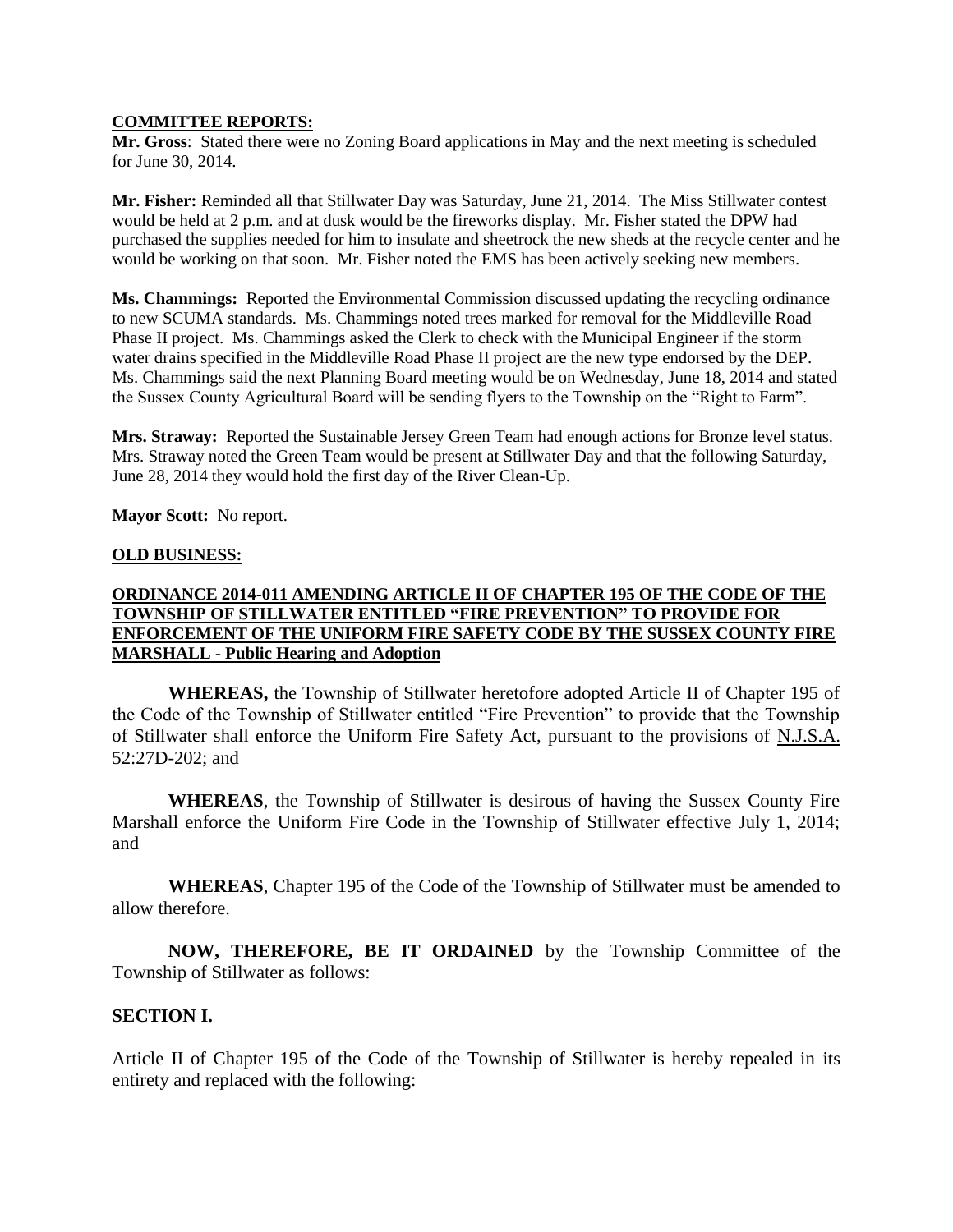**COMMITTEE REPORTS:**

**Mr. Gross**: Stated there were no Zoning Board applications in May and the next meeting is scheduled for June 30, 2014.

**Mr. Fisher:** Reminded all that Stillwater Day was Saturday, June 21, 2014. The Miss Stillwater contest would be held at 2 p.m. and at dusk would be the fireworks display. Mr. Fisher stated the DPW had purchased the supplies needed for him to insulate and sheetrock the new sheds at the recycle center and he would be working on that soon. Mr. Fisher noted the EMS has been actively seeking new members.

**Ms. Chammings:** Reported the Environmental Commission discussed updating the recycling ordinance to new SCUMA standards. Ms. Chammings noted trees marked for removal for the Middleville Road Phase II project. Ms. Chammings asked the Clerk to check with the Municipal Engineer if the storm water drains specified in the Middleville Road Phase II project are the new type endorsed by the DEP. Ms. Chammings said the next Planning Board meeting would be on Wednesday, June 18, 2014 and stated the Sussex County Agricultural Board will be sending flyers to the Township on the "Right to Farm".

**Mrs. Straway:** Reported the Sustainable Jersey Green Team had enough actions for Bronze level status. Mrs. Straway noted the Green Team would be present at Stillwater Day and that the following Saturday, June 28, 2014 they would hold the first day of the River Clean-Up.

**Mayor Scott:** No report.

**OLD BUSINESS:**

**ORDINANCE 2014-011 AMENDING ARTICLE II OF CHAPTER 195 OF THE CODE OF THE TOWNSHIP OF STILLWATER ENTITLED "FIRE PREVENTION" TO PROVIDE FOR ENFORCEMENT OF THE UNIFORM FIRE SAFETY CODE BY THE SUSSEX COUNTY FIRE MARSHALL - Public Hearing and Adoption**

**WHEREAS,** the Township of Stillwater heretofore adopted Article II of Chapter 195 of the Code of the Township of Stillwater entitled "Fire Prevention" to provide that the Township of Stillwater shall enforce the Uniform Fire Safety Act, pursuant to the provisions of N.J.S.A. 52:27D-202; and

**WHEREAS**, the Township of Stillwater is desirous of having the Sussex County Fire Marshall enforce the Uniform Fire Code in the Township of Stillwater effective July 1, 2014; and

**WHEREAS**, Chapter 195 of the Code of the Township of Stillwater must be amended to allow therefore.

**NOW, THEREFORE, BE IT ORDAINED** by the Township Committee of the Township of Stillwater as follows:

**SECTION I.**

Article II of Chapter 195 of the Code of the Township of Stillwater is hereby repealed in its entirety and replaced with the following: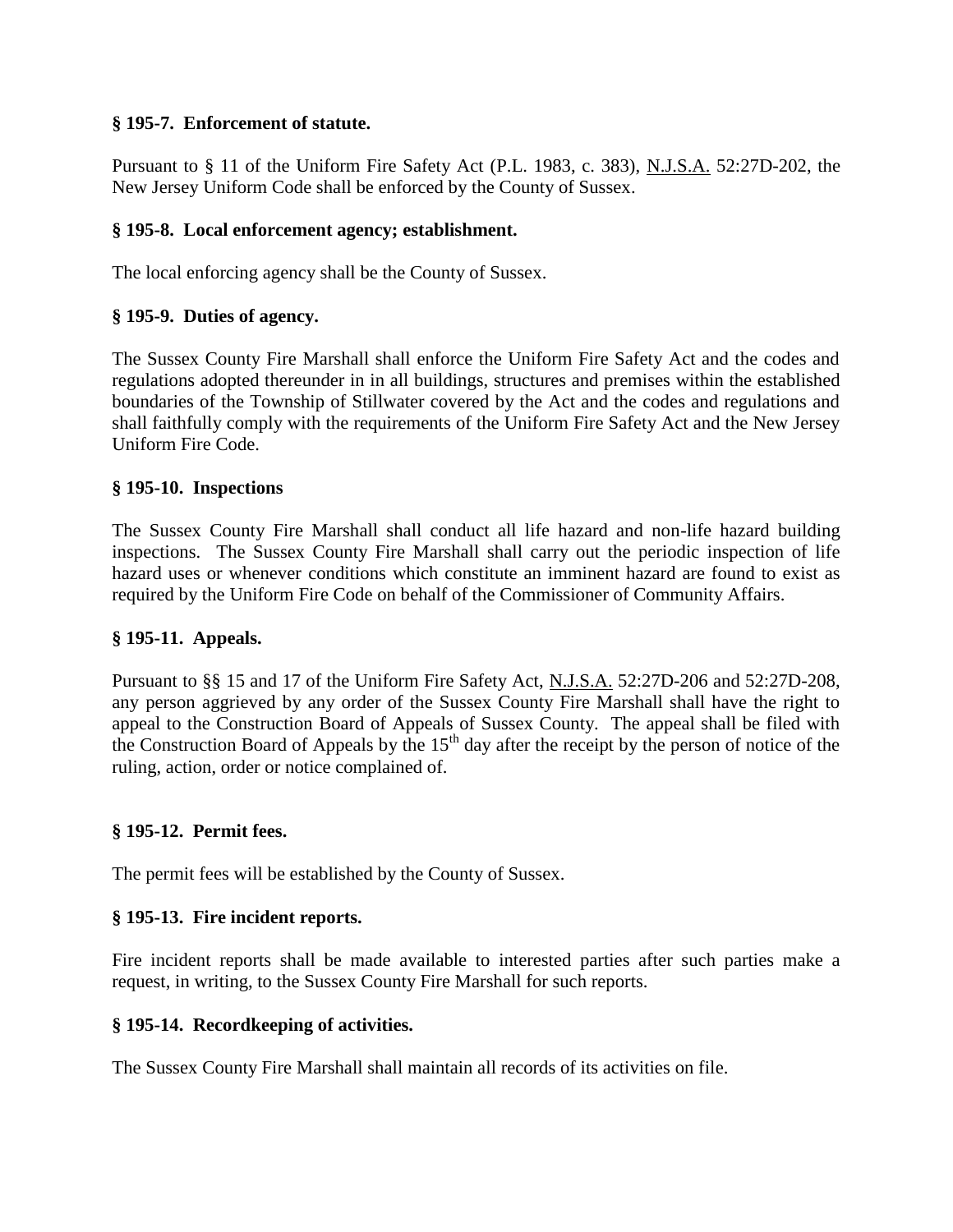### § 195-7. Enforcement of statute.

Pursuant to § 11 of the Uniform Fire Safety Act (P.L. 1983, c. 383), N.J.S.A. 52:27D-202, the New Jersey Uniform Code shall be enforced by the County of Sussex.

### § 195-8. Local enforcement agency; establishment.

The local enforcing agency shall be the County of Sussex.

### § 195-9. Duties of agency.

The Sussex County Fire Marshall shall enforce the Uniform Fire Safety Act and the codes and regulations adopted thereunder in in all buildings, structures and premises within the established boundaries of the Township of Stillwater covered by the Act and the codes and regulations and shall faithfully comply with the requirements of the Uniform Fire Safety Act and the New Jersey Uniform Fire Code.

### § 195-10. Inspections

The Sussex County Fire Marshall shall conduct all life hazard and non-life hazard building inspections. The Sussex County Fire Marshall shall carry out the periodic inspection of life hazard uses or whenever conditions which constitute an imminent hazard are found to exist as required by the Uniform Fire Code on behalf of the Commissioner of Community Affairs.

### § 195-11. Appeals.

Pursuant to §§ 15 and 17 of the Uniform Fire Safety Act, N.J.S.A. 52:27D-206 and 52:27D-208, any person aggrieved by any order of the Sussex County Fire Marshall shall have the right to appeal to the Construction Board of Appeals of Sussex County. The appeal shall be filed with the Construction Board of Appeals by the 15th day after the receipt by the person of notice of the ruling, action, order or notice complained of.

### § 195-12. Permit fees.

The permit fees will be established by the County of Sussex.

### § 195-13. Fire incident reports.

Fire incident reports shall be made available to interested parties after such parties make a request, in writing, to the Sussex County Fire Marshall for such reports.

### § 195-14. Recordkeeping of activities.

The Sussex County Fire Marshall shall maintain all records of its activities on file.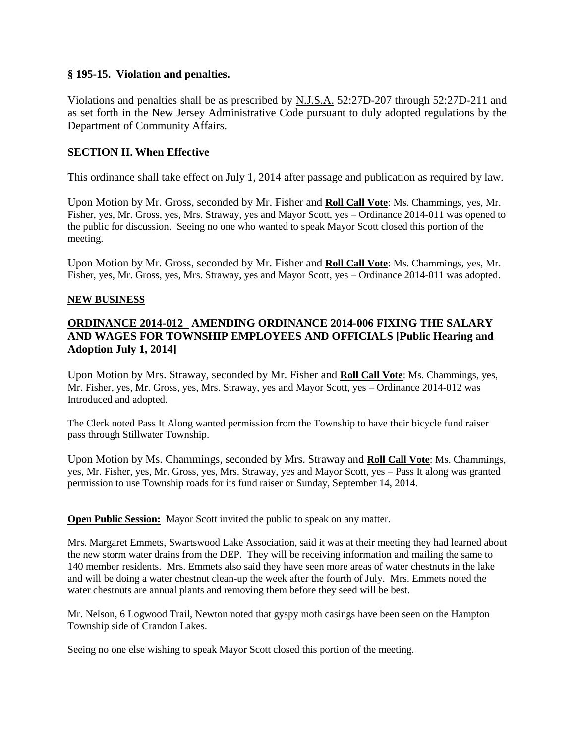### § 195-15. Violation and penalties.

Violations and penalties shall be as prescribed by N.J.S.A. 52:27D-207 through 52:27D-211 and as set forth in the New Jersey Administrative Code pursuant to duly adopted regulations by the Department of Community Affairs.

### SECTION II. When Effective

This ordinance shall take effect on July 1, 2014 after passage and publication as required by law.

Upon Motion by Mr. Gross, seconded by Mr. Fisher and **Roll Call Vote**: Ms. Chammings, yes, Mr. Fisher, yes, Mr. Gross, yes, Mrs. Straway, yes and Mayor Scott, yes – Ordinance 2014-011 was opened to the public for discussion. Seeing no one who wanted to speak Mayor Scott closed this portion of the meeting.

Upon Motion by Mr. Gross, seconded by Mr. Fisher and **Roll Call Vote**: Ms. Chammings, yes, Mr. Fisher, yes, Mr. Gross, yes, Mrs. Straway, yes and Mayor Scott, yes – Ordinance 2014-011 was adopted.

**NEW BUSINESS**

### ORDINANCE 2014-012 AMENDING ORDINANCE 2014-006 FIXING THE SALARY AND WAGES FOR TOWNSHIP EMPLOYEES AND OFFICIALS [Public Hearing and Adoption July 1, 2014]

Upon Motion by Mrs. Straway, seconded by Mr. Fisher and **Roll Call Vote**: Ms. Chammings, yes, Mr. Fisher, yes, Mr. Gross, yes, Mrs. Straway, yes and Mayor Scott, yes – Ordinance 2014-012 was Introduced and adopted.

The Clerk noted Pass It Along wanted permission from the Township to have their bicycle fund raiser pass through Stillwater Township.

Upon Motion by Ms. Chammings, seconded by Mrs. Straway and **Roll Call Vote**: Ms. Chammings, yes, Mr. Fisher, yes, Mr. Gross, yes, Mrs. Straway, yes and Mayor Scott, yes – Pass It along was granted permission to use Township roads for its fund raiser or Sunday, September 14, 2014.

**Open Public Session:** Mayor Scott invited the public to speak on any matter.

Mrs. Margaret Emmets, Swartswood Lake Association, said it was at their meeting they had learned about the new storm water drains from the DEP. They will be receiving information and mailing the same to 140 member residents. Mrs. Emmets also said they have seen more areas of water chestnuts in the lake and will be doing a water chestnut clean-up the week after the fourth of July. Mrs. Emmets noted the water chestnuts are annual plants and removing them before they seed will be best.

Mr. Nelson, 6 Logwood Trail, Newton noted that gyspy moth casings have been seen on the Hampton Township side of Crandon Lakes.

Seeing no one else wishing to speak Mayor Scott closed this portion of the meeting.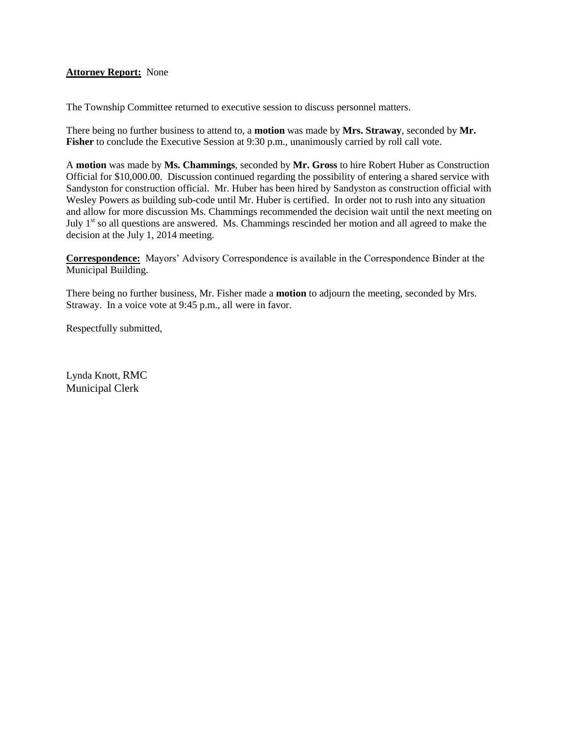**Attorney Report:** None

The Township Committee returned to executive session to discuss personnel matters.

There being no further business to attend to, a **motion** was made by **Mrs. Straway**, seconded by **Mr. Fisher** to conclude the Executive Session at 9:30 p.m., unanimously carried by roll call vote.

A **motion** was made by **Ms. Chammings**, seconded by **Mr. Gross** to hire Robert Huber as Construction Official for $10,000.00. Discussion continued regarding the possibility of entering a shared service with Sandyston for construction official. Mr. Huber has been hired by Sandyston as construction official with Wesley Powers as building sub-code until Mr. Huber is certified. In order not to rush into any situation and allow for more discussion Ms. Chammings recommended the decision wait until the next meeting on July 1st so all questions are answered. Ms. Chammings rescinded her motion and all agreed to make the decision at the July 1, 2014 meeting.

**Correspondence:** Mayors' Advisory Correspondence is available in the Correspondence Binder at the Municipal Building.

There being no further business, Mr. Fisher made a **motion** to adjourn the meeting, seconded by Mrs. Straway. In a voice vote at 9:45 p.m., all were in favor.

Respectfully submitted,

Lynda Knott, RMC
Municipal Clerk